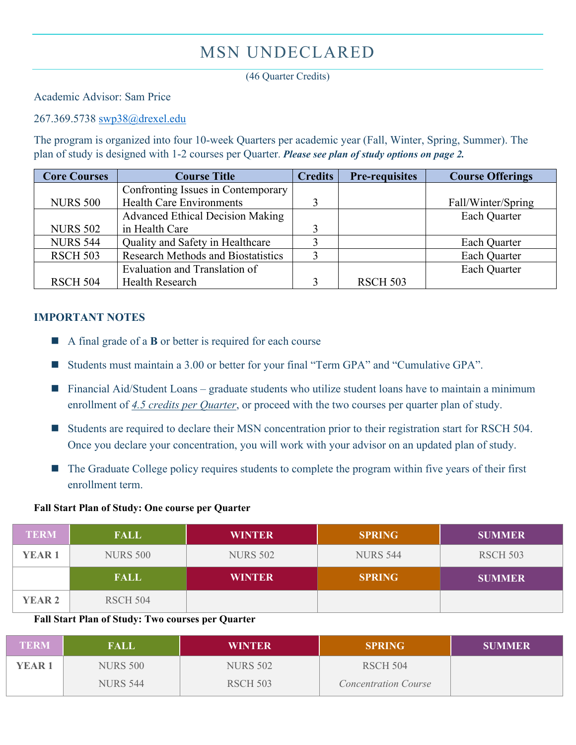# MSN UNDECLARED

(46 Quarter Credits)

Academic Advisor: Sam Price

267.369.5738 swp38@drexel.edu

The program is organized into four 10-week Quarters per academic year (Fall, Winter, Spring, Summer). The plan of study is designed with 1-2 courses per Quarter. ***Please see plan of study options on page 2.***

| Core Courses | Course Title | Credits | Pre-requisites | Course Offerings |
|---|---|---|---|---|
| NURS 500 | Confronting Issues in Contemporary Health Care Environments | 3 | | Fall/Winter/Spring |
| NURS 502 | Advanced Ethical Decision Making in Health Care | 3 | | Each Quarter |
| NURS 544 | Quality and Safety in Healthcare | 3 | | Each Quarter |
| RSCH 503 | Research Methods and Biostatistics | 3 | | Each Quarter |
| RSCH 504 | Evaluation and Translation of Health Research | 3 | RSCH 503 | Each Quarter |

## IMPORTANT NOTES

- A final grade of a **B** or better is required for each course
- Students must maintain a 3.00 or better for your final "Term GPA" and "Cumulative GPA".
- Financial Aid/Student Loans – graduate students who utilize student loans have to maintain a minimum enrollment of *4.5 credits per Quarter*, or proceed with the two courses per quarter plan of study.
- Students are required to declare their MSN concentration prior to their registration start for RSCH 504. Once you declare your concentration, you will work with your advisor on an updated plan of study.
- The Graduate College policy requires students to complete the program within five years of their first enrollment term.

**Fall Start Plan of Study: One course per Quarter**

| TERM | FALL | WINTER | SPRING | SUMMER |
|---|---|---|---|---|
| YEAR 1 | NURS 500 | NURS 502 | NURS 544 | RSCH 503 |
| | FALL | WINTER | SPRING | SUMMER |
| YEAR 2 | RSCH 504 | | | |

**Fall Start Plan of Study: Two courses per Quarter**

| TERM | FALL | WINTER | SPRING | SUMMER |
|---|---|---|---|---|
| YEAR 1 | NURS 500<br>NURS 544 | NURS 502<br>RSCH 503 | RSCH 504<br>*Concentration Course* | |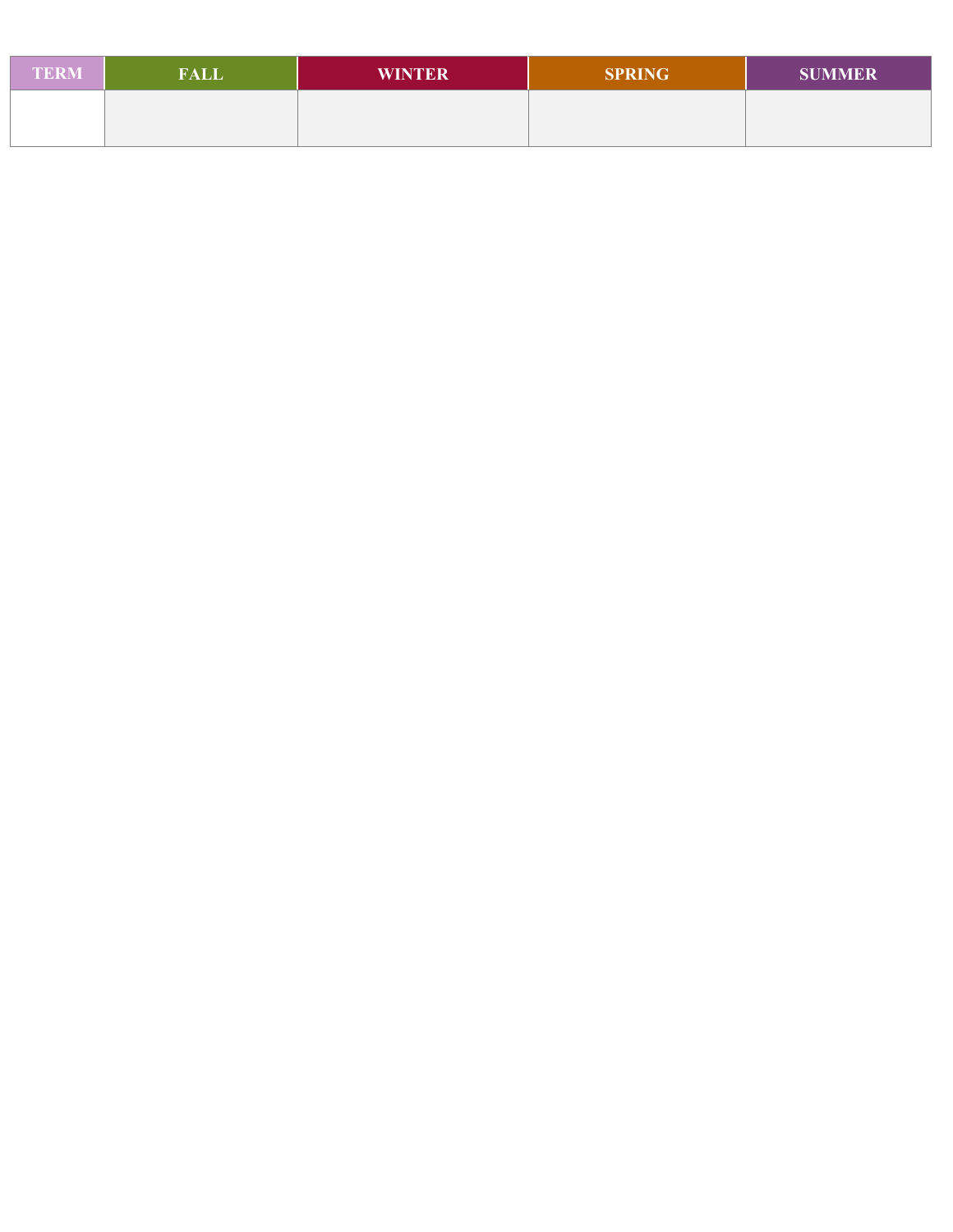| TERM | FALL | WINTER | SPRING | SUMMER |
| --- | --- | --- | --- | --- |
| | | | | |